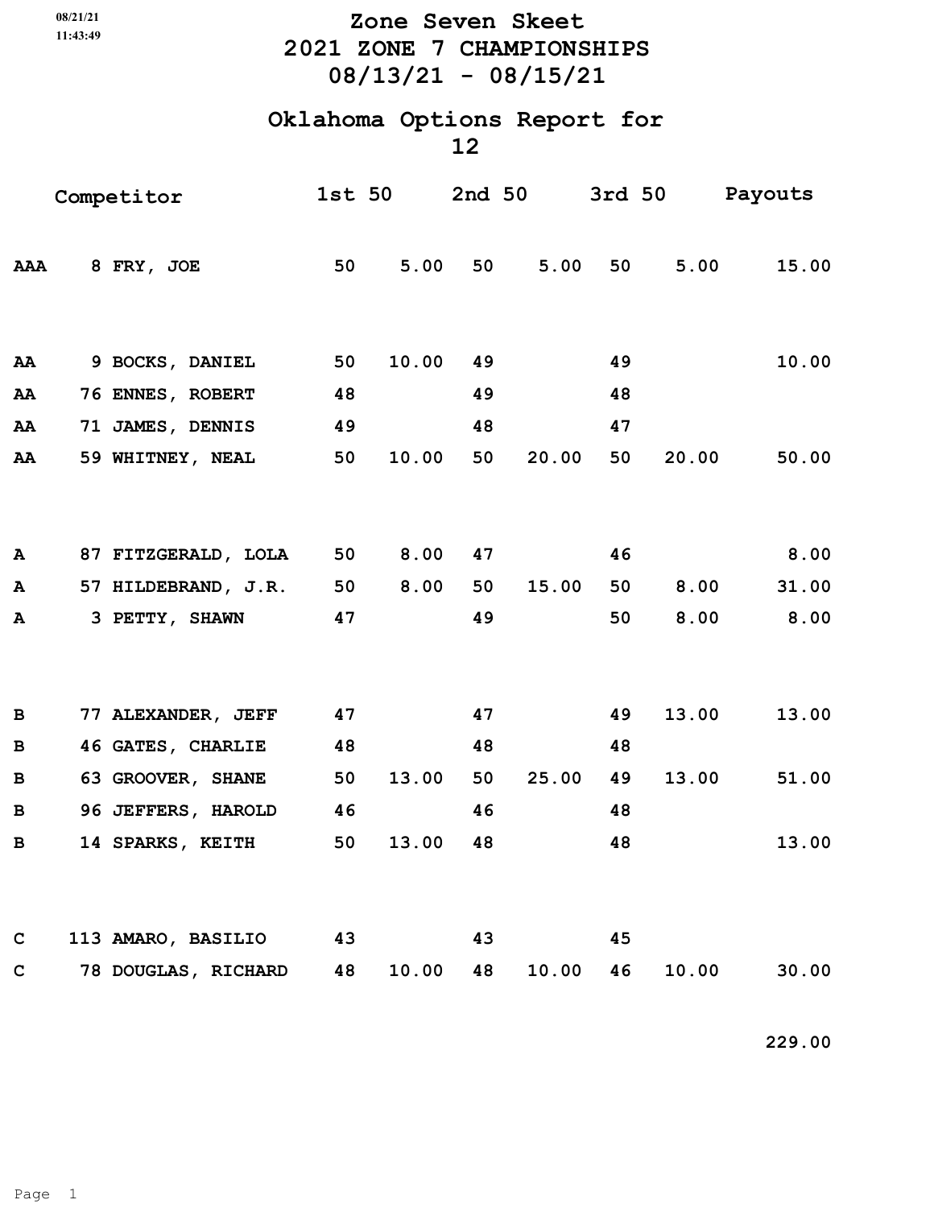08/21/21
11:43:49

# Zone Seven Skeet
# 2021 ZONE 7 CHAMPIONSHIPS
# 08/13/21 - 08/15/21

## Oklahoma Options Report for 12

| Class | Competitor | 1st 50 | | 2nd 50 | | 3rd 50 | | Payouts |
|---|---|---|---|---|---|---|---|---|
| AAA | 8 FRY, JOE | 50 | 5.00 | 50 | 5.00 | 50 | 5.00 | 15.00 |
| AA | 9 BOCKS, DANIEL | 50 | 10.00 | 49 | | 49 | | 10.00 |
| AA | 76 ENNES, ROBERT | 48 | | 49 | | 48 | | |
| AA | 71 JAMES, DENNIS | 49 | | 48 | | 47 | | |
| AA | 59 WHITNEY, NEAL | 50 | 10.00 | 50 | 20.00 | 50 | 20.00 | 50.00 |
| A | 87 FITZGERALD, LOLA | 50 | 8.00 | 47 | | 46 | | 8.00 |
| A | 57 HILDEBRAND, J.R. | 50 | 8.00 | 50 | 15.00 | 50 | 8.00 | 31.00 |
| A | 3 PETTY, SHAWN | 47 | | 49 | | 50 | 8.00 | 8.00 |
| B | 77 ALEXANDER, JEFF | 47 | | 47 | | 49 | 13.00 | 13.00 |
| B | 46 GATES, CHARLIE | 48 | | 48 | | 48 | | |
| B | 63 GROOVER, SHANE | 50 | 13.00 | 50 | 25.00 | 49 | 13.00 | 51.00 |
| B | 96 JEFFERS, HAROLD | 46 | | 46 | | 48 | | |
| B | 14 SPARKS, KEITH | 50 | 13.00 | 48 | | 48 | | 13.00 |
| C | 113 AMARO, BASILIO | 43 | | 43 | | 45 | | |
| C | 78 DOUGLAS, RICHARD | 48 | 10.00 | 48 | 10.00 | 46 | 10.00 | 30.00 |
| | | | | | | | | 229.00 |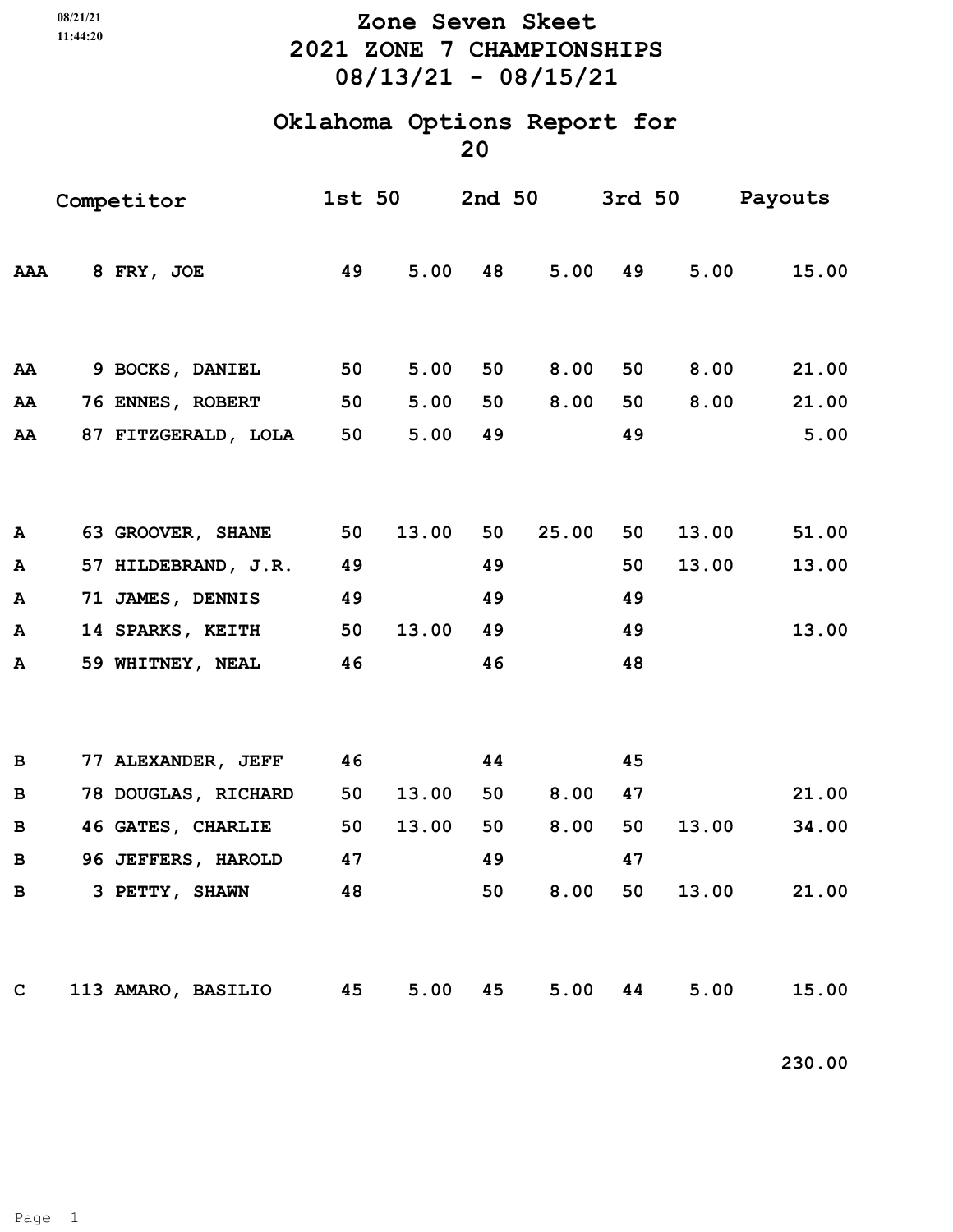# Zone Seven Skeet
# 2021 ZONE 7 CHAMPIONSHIPS
# 08/13/21 - 08/15/21

## Oklahoma Options Report for 20

| | Competitor | 1st 50 | | 2nd 50 | | 3rd 50 | | Payouts |
|---|---|---|---|---|---|---|---|---|
| AAA | 8 FRY, JOE | 49 | 5.00 | 48 | 5.00 | 49 | 5.00 | 15.00 |
| AA | 9 BOCKS, DANIEL | 50 | 5.00 | 50 | 8.00 | 50 | 8.00 | 21.00 |
| AA | 76 ENNES, ROBERT | 50 | 5.00 | 50 | 8.00 | 50 | 8.00 | 21.00 |
| AA | 87 FITZGERALD, LOLA | 50 | 5.00 | 49 | | 49 | | 5.00 |
| A | 63 GROOVER, SHANE | 50 | 13.00 | 50 | 25.00 | 50 | 13.00 | 51.00 |
| A | 57 HILDEBRAND, J.R. | 49 | | 49 | | 50 | 13.00 | 13.00 |
| A | 71 JAMES, DENNIS | 49 | | 49 | | 49 | | |
| A | 14 SPARKS, KEITH | 50 | 13.00 | 49 | | 49 | | 13.00 |
| A | 59 WHITNEY, NEAL | 46 | | 46 | | 48 | | |
| B | 77 ALEXANDER, JEFF | 46 | | 44 | | 45 | | |
| B | 78 DOUGLAS, RICHARD | 50 | 13.00 | 50 | 8.00 | 47 | | 21.00 |
| B | 46 GATES, CHARLIE | 50 | 13.00 | 50 | 8.00 | 50 | 13.00 | 34.00 |
| B | 96 JEFFERS, HAROLD | 47 | | 49 | | 47 | | |
| B | 3 PETTY, SHAWN | 48 | | 50 | 8.00 | 50 | 13.00 | 21.00 |
| C | 113 AMARO, BASILIO | 45 | 5.00 | 45 | 5.00 | 44 | 5.00 | 15.00 |
| | | | | | | | | 230.00 |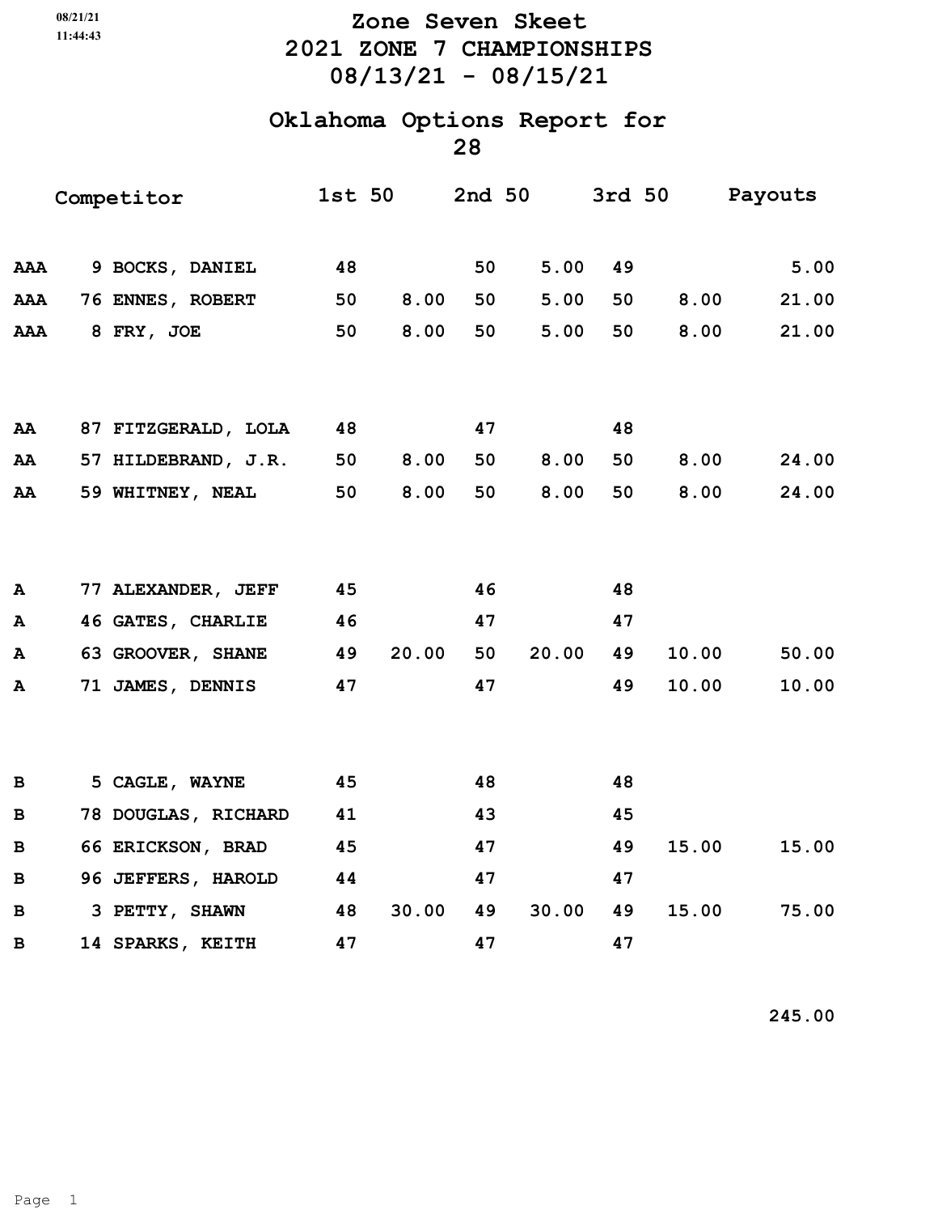08/21/21
11:44:43

# Zone Seven Skeet
## 2021 ZONE 7 CHAMPIONSHIPS
## 08/13/21 - 08/15/21

## Oklahoma Options Report for 28

| Class | Competitor | 1st 50 | | 2nd 50 | | 3rd 50 | | Payouts |
|---|---|---|---|---|---|---|---|---|
| AAA | 9 BOCKS, DANIEL | 48 | | 50 | 5.00 | 49 | | 5.00 |
| AAA | 76 ENNES, ROBERT | 50 | 8.00 | 50 | 5.00 | 50 | 8.00 | 21.00 |
| AAA | 8 FRY, JOE | 50 | 8.00 | 50 | 5.00 | 50 | 8.00 | 21.00 |
| AA | 87 FITZGERALD, LOLA | 48 | | 47 | | 48 | | |
| AA | 57 HILDEBRAND, J.R. | 50 | 8.00 | 50 | 8.00 | 50 | 8.00 | 24.00 |
| AA | 59 WHITNEY, NEAL | 50 | 8.00 | 50 | 8.00 | 50 | 8.00 | 24.00 |
| A | 77 ALEXANDER, JEFF | 45 | | 46 | | 48 | | |
| A | 46 GATES, CHARLIE | 46 | | 47 | | 47 | | |
| A | 63 GROOVER, SHANE | 49 | 20.00 | 50 | 20.00 | 49 | 10.00 | 50.00 |
| A | 71 JAMES, DENNIS | 47 | | 47 | | 49 | 10.00 | 10.00 |
| B | 5 CAGLE, WAYNE | 45 | | 48 | | 48 | | |
| B | 78 DOUGLAS, RICHARD | 41 | | 43 | | 45 | | |
| B | 66 ERICKSON, BRAD | 45 | | 47 | | 49 | 15.00 | 15.00 |
| B | 96 JEFFERS, HAROLD | 44 | | 47 | | 47 | | |
| B | 3 PETTY, SHAWN | 48 | 30.00 | 49 | 30.00 | 49 | 15.00 | 75.00 |
| B | 14 SPARKS, KEITH | 47 | | 47 | | 47 | | |
| | | | | | | | | 245.00 |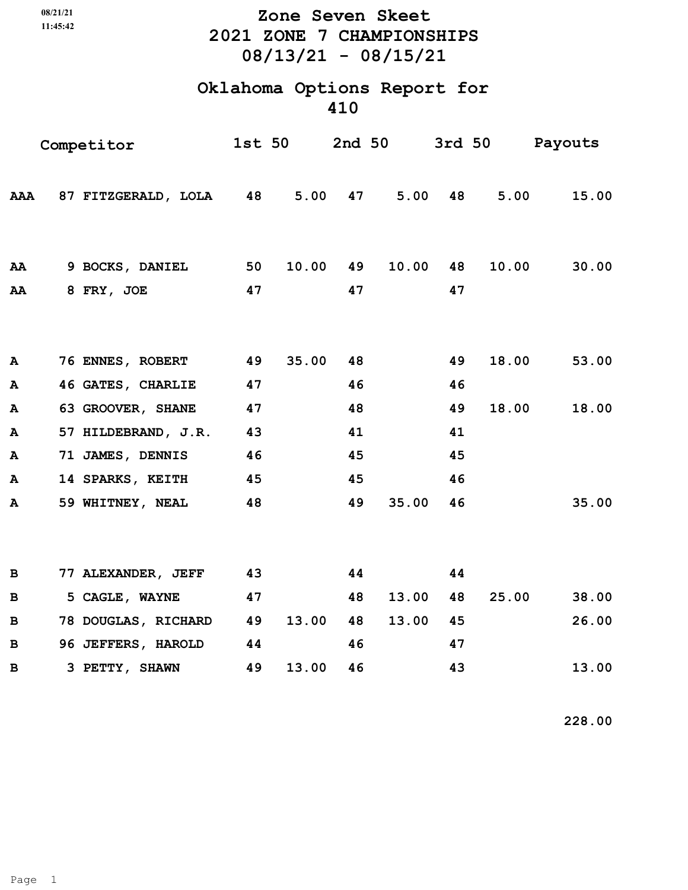08/21/21
11:45:42

# Zone Seven Skeet
## 2021 ZONE 7 CHAMPIONSHIPS
## 08/13/21 - 08/15/21

## Oklahoma Options Report for 410

| Class | Competitor | 1st 50 | | 2nd 50 | | 3rd 50 | | Payouts |
|---|---|---|---|---|---|---|---|---|
| AAA | 87 FITZGERALD, LOLA | 48 | 5.00 | 47 | 5.00 | 48 | 5.00 | 15.00 |
| AA | 9 BOCKS, DANIEL | 50 | 10.00 | 49 | 10.00 | 48 | 10.00 | 30.00 |
| AA | 8 FRY, JOE | 47 | | 47 | | 47 | | |
| A | 76 ENNES, ROBERT | 49 | 35.00 | 48 | | 49 | 18.00 | 53.00 |
| A | 46 GATES, CHARLIE | 47 | | 46 | | 46 | | |
| A | 63 GROOVER, SHANE | 47 | | 48 | | 49 | 18.00 | 18.00 |
| A | 57 HILDEBRAND, J.R. | 43 | | 41 | | 41 | | |
| A | 71 JAMES, DENNIS | 46 | | 45 | | 45 | | |
| A | 14 SPARKS, KEITH | 45 | | 45 | | 46 | | |
| A | 59 WHITNEY, NEAL | 48 | | 49 | 35.00 | 46 | | 35.00 |
| B | 77 ALEXANDER, JEFF | 43 | | 44 | | 44 | | |
| B | 5 CAGLE, WAYNE | 47 | | 48 | 13.00 | 48 | 25.00 | 38.00 |
| B | 78 DOUGLAS, RICHARD | 49 | 13.00 | 48 | 13.00 | 45 | | 26.00 |
| B | 96 JEFFERS, HAROLD | 44 | | 46 | | 47 | | |
| B | 3 PETTY, SHAWN | 49 | 13.00 | 46 | | 43 | | 13.00 |
| | | | | | | | | 228.00 |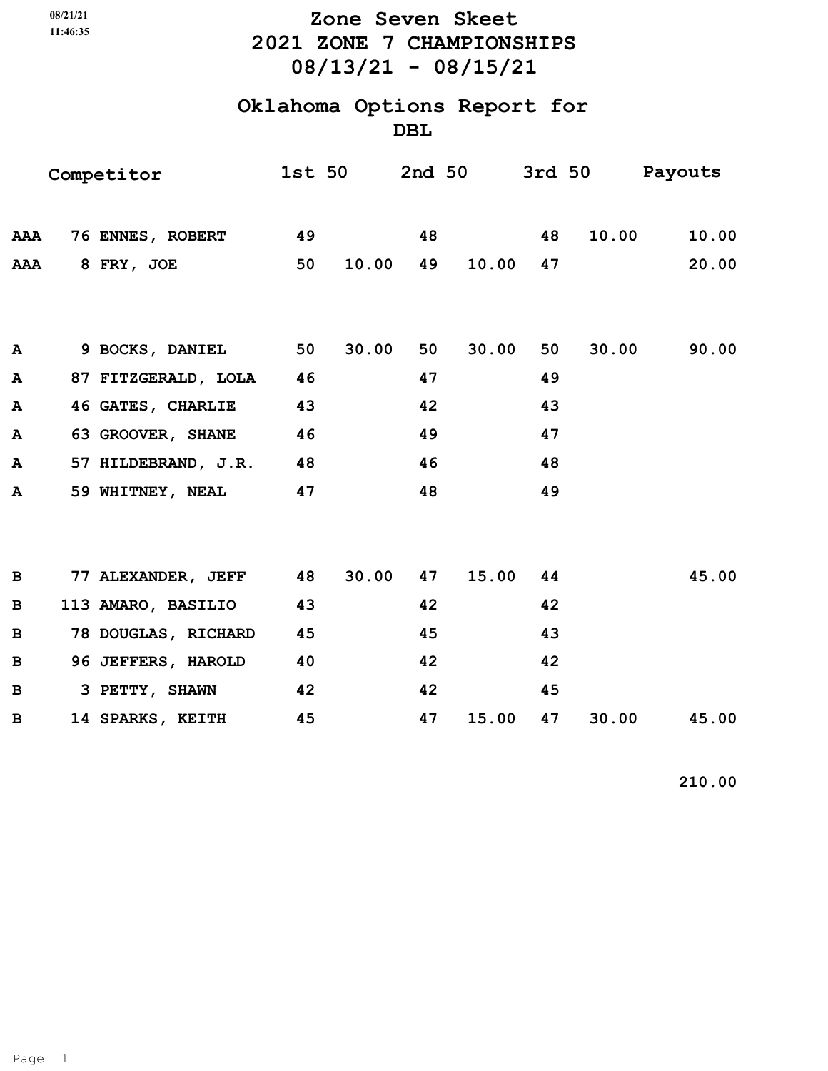# Zone Seven Skeet

## 2021 ZONE 7 CHAMPIONSHIPS

## 08/13/21 - 08/15/21

## Oklahoma Options Report for DBL

| Class | No. | Competitor | 1st 50 | | 2nd 50 | | 3rd 50 | | Payouts |
|---|---|---|---|---|---|---|---|---|---|
| AAA | 76 | ENNES, ROBERT | 49 | | 48 | | 48 | 10.00 | 10.00 |
| AAA | 8 | FRY, JOE | 50 | 10.00 | 49 | 10.00 | 47 | | 20.00 |
| | | | | | | | | | |
| A | 9 | BOCKS, DANIEL | 50 | 30.00 | 50 | 30.00 | 50 | 30.00 | 90.00 |
| A | 87 | FITZGERALD, LOLA | 46 | | 47 | | 49 | | |
| A | 46 | GATES, CHARLIE | 43 | | 42 | | 43 | | |
| A | 63 | GROOVER, SHANE | 46 | | 49 | | 47 | | |
| A | 57 | HILDEBRAND, J.R. | 48 | | 46 | | 48 | | |
| A | 59 | WHITNEY, NEAL | 47 | | 48 | | 49 | | |
| | | | | | | | | | |
| B | 77 | ALEXANDER, JEFF | 48 | 30.00 | 47 | 15.00 | 44 | | 45.00 |
| B | 113 | AMARO, BASILIO | 43 | | 42 | | 42 | | |
| B | 78 | DOUGLAS, RICHARD | 45 | | 45 | | 43 | | |
| B | 96 | JEFFERS, HAROLD | 40 | | 42 | | 42 | | |
| B | 3 | PETTY, SHAWN | 42 | | 42 | | 45 | | |
| B | 14 | SPARKS, KEITH | 45 | | 47 | 15.00 | 47 | 30.00 | 45.00 |
| | | | | | | | | | 210.00 |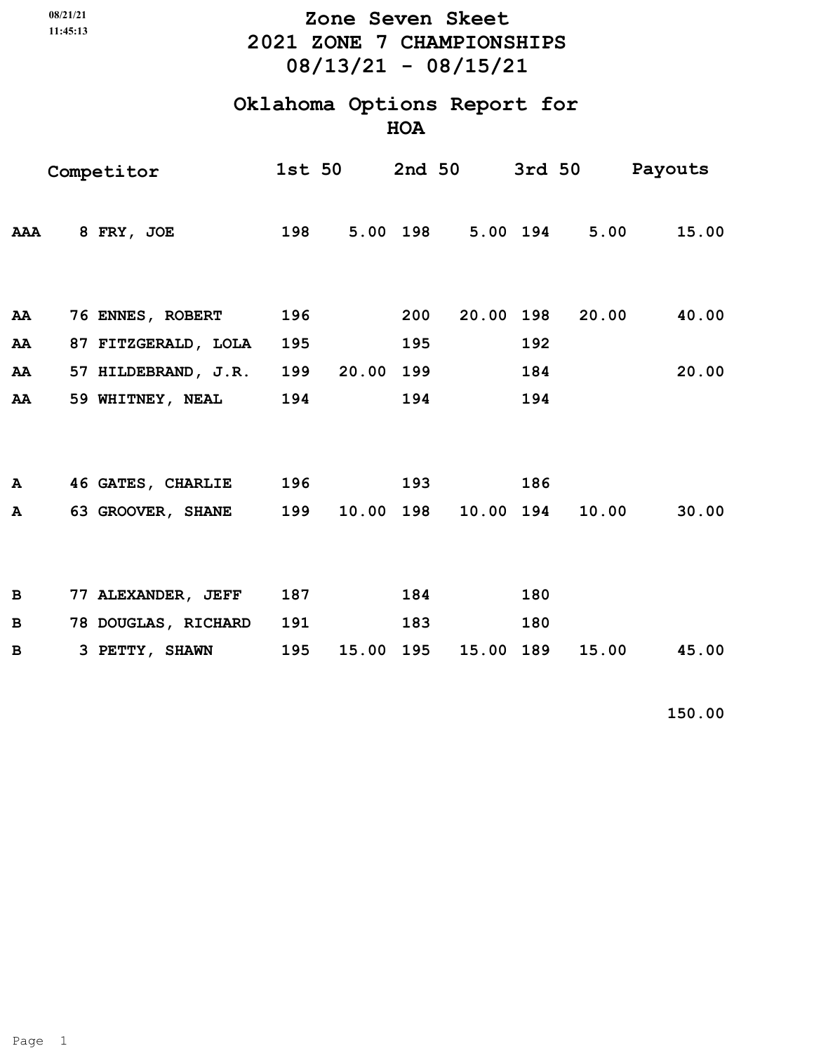08/21/21
11:45:13

# Zone Seven Skeet
## 2021 ZONE 7 CHAMPIONSHIPS
## 08/13/21 - 08/15/21

## Oklahoma Options Report for
## HOA

| | Competitor | 1st 50 | | 2nd 50 | | 3rd 50 | | Payouts |
|---|---|---|---|---|---|---|---|---|
| AAA | 8 FRY, JOE | 198 | 5.00 | 198 | 5.00 | 194 | 5.00 | 15.00 |
| AA | 76 ENNES, ROBERT | 196 | | 200 | 20.00 | 198 | 20.00 | 40.00 |
| AA | 87 FITZGERALD, LOLA | 195 | | 195 | | 192 | | |
| AA | 57 HILDEBRAND, J.R. | 199 | 20.00 | 199 | | 184 | | 20.00 |
| AA | 59 WHITNEY, NEAL | 194 | | 194 | | 194 | | |
| A | 46 GATES, CHARLIE | 196 | | 193 | | 186 | | |
| A | 63 GROOVER, SHANE | 199 | 10.00 | 198 | 10.00 | 194 | 10.00 | 30.00 |
| B | 77 ALEXANDER, JEFF | 187 | | 184 | | 180 | | |
| B | 78 DOUGLAS, RICHARD | 191 | | 183 | | 180 | | |
| B | 3 PETTY, SHAWN | 195 | 15.00 | 195 | 15.00 | 189 | 15.00 | 45.00 |
| | | | | | | | | 150.00 |